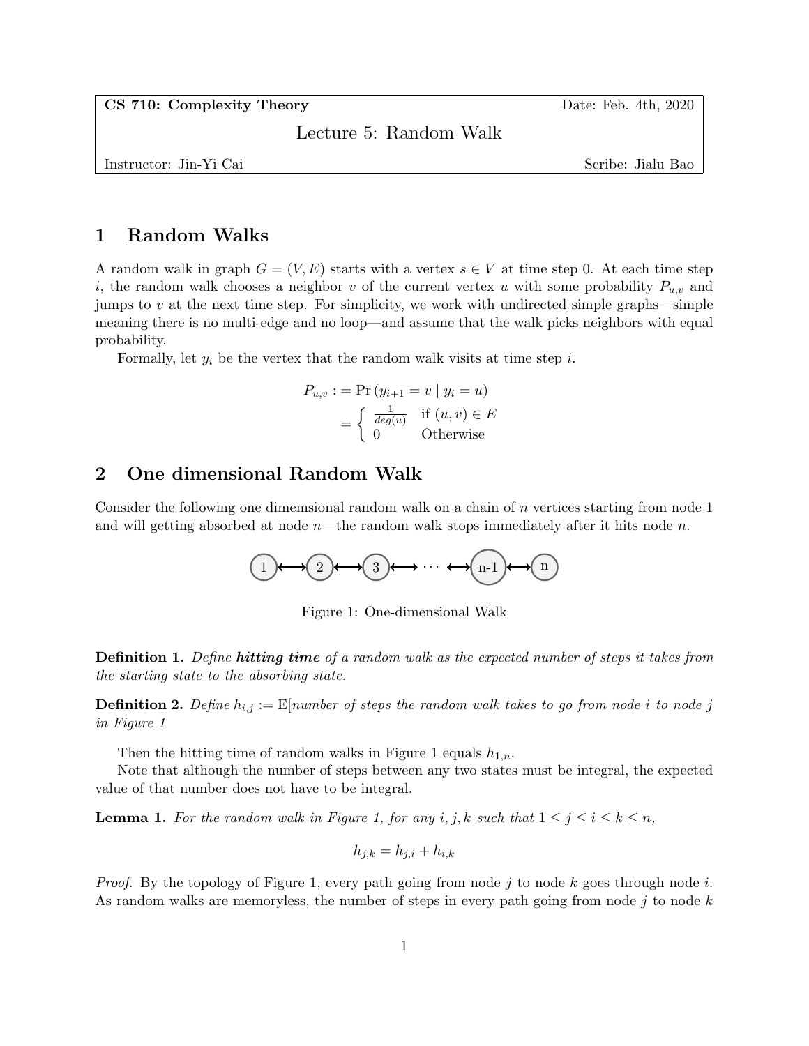| **CS 710: Complexity Theory** | Date: Feb. 4th, 2020 |
| --- | --- |
| Lecture 5: Random Walk | |
| Instructor: Jin-Yi Cai | Scribe: Jialu Bao |

# 1 Random Walks

A random walk in graph $G = (V, E)$ starts with a vertex $s \in V$ at time step 0. At each time step $i$, the random walk chooses a neighbor $v$ of the current vertex $u$ with some probability $P_{u,v}$ and jumps to $v$ at the next time step. For simplicity, we work with undirected simple graphs—simple meaning there is no multi-edge and no loop—and assume that the walk picks neighbors with equal probability.

Formally, let $y_i$ be the vertex that the random walk visits at time step $i$.

$$\begin{aligned} P_{u,v} &:= \Pr\left(y_{i+1} = v \mid y_i = u\right) \\ &= \begin{cases} \frac{1}{deg(u)} & \text{if } (u,v) \in E \\ 0 & \text{Otherwise} \end{cases} \end{aligned}$$

# 2 One dimensional Random Walk

Consider the following one dimemsional random walk on a chain of $n$ vertices starting from node 1 and will getting absorbed at node $n$—the random walk stops immediately after it hits node $n$.

1 ⟷ 2 ⟷ 3 ⟷ ··· ⟷ n-1 ⟷ n

Figure 1: One-dimensional Walk

**Definition 1.** *Define* ***hitting time*** *of a random walk as the expected number of steps it takes from the starting state to the absorbing state.*

**Definition 2.** *Define* $h_{i,j} :=$ E[*number of steps the random walk takes to go from node $i$ to node $j$ in Figure 1*

Then the hitting time of random walks in Figure 1 equals $h_{1,n}$.

Note that although the number of steps between any two states must be integral, the expected value of that number does not have to be integral.

**Lemma 1.** *For the random walk in Figure 1, for any $i, j, k$ such that $1 \leq j \leq i \leq k \leq n$,*

$$h_{j,k} = h_{j,i} + h_{i,k}$$

*Proof.* By the topology of Figure 1, every path going from node $j$ to node $k$ goes through node $i$. As random walks are memoryless, the number of steps in every path going from node $j$ to node $k$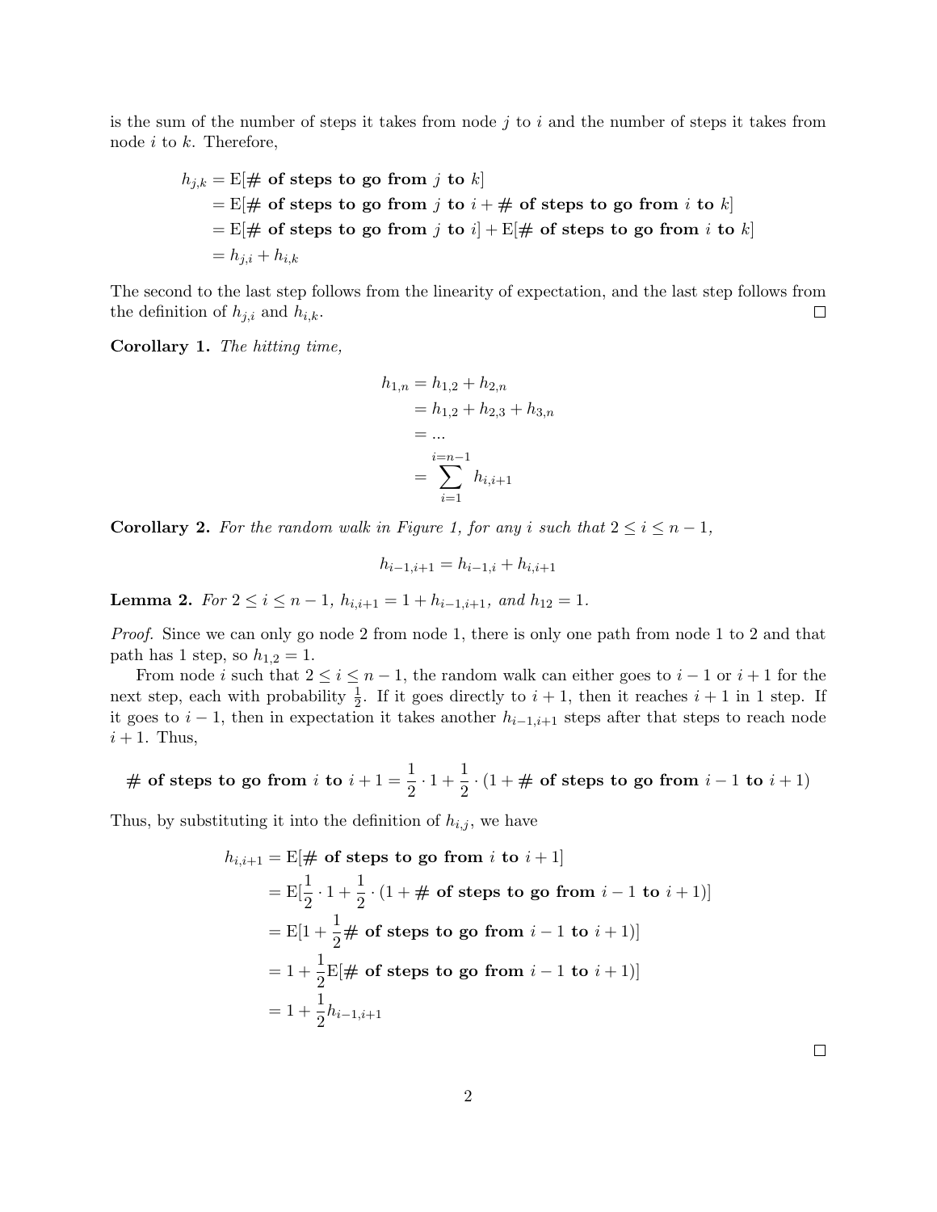is the sum of the number of steps it takes from node $j$ to $i$ and the number of steps it takes from node $i$ to $k$. Therefore,

$$\begin{aligned}
h_{j,k} &= \mathrm{E}[\textbf{\# of steps to go from } j \textbf{ to } k] \\
&= \mathrm{E}[\textbf{\# of steps to go from } j \textbf{ to } i + \textbf{\# of steps to go from } i \textbf{ to } k] \\
&= \mathrm{E}[\textbf{\# of steps to go from } j \textbf{ to } i] + \mathrm{E}[\textbf{\# of steps to go from } i \textbf{ to } k] \\
&= h_{j,i} + h_{i,k}
\end{aligned}$$

The second to the last step follows from the linearity of expectation, and the last step follows from the definition of $h_{j,i}$ and $h_{i,k}$. □

**Corollary 1.** *The hitting time,*

$$\begin{aligned}
h_{1,n} &= h_{1,2} + h_{2,n} \\
&= h_{1,2} + h_{2,3} + h_{3,n} \\
&= ... \\
&= \sum_{i=1}^{i=n-1} h_{i,i+1}
\end{aligned}$$

**Corollary 2.** *For the random walk in Figure 1, for any $i$ such that $2 \leq i \leq n-1$,*

$$h_{i-1,i+1} = h_{i-1,i} + h_{i,i+1}$$

**Lemma 2.** *For $2 \leq i \leq n-1$, $h_{i,i+1} = 1 + h_{i-1,i+1}$, and $h_{12} = 1$.*

*Proof.* Since we can only go node 2 from node 1, there is only one path from node 1 to 2 and that path has 1 step, so $h_{1,2} = 1$.

From node $i$ such that $2 \leq i \leq n-1$, the random walk can either goes to $i-1$ or $i+1$ for the next step, each with probability $\frac{1}{2}$. If it goes directly to $i+1$, then it reaches $i+1$ in 1 step. If it goes to $i-1$, then in expectation it takes another $h_{i-1,i+1}$ steps after that steps to reach node $i+1$. Thus,

$$\textbf{\# of steps to go from } i \textbf{ to } i+1 = \frac{1}{2} \cdot 1 + \frac{1}{2} \cdot (1 + \textbf{\# of steps to go from } i-1 \textbf{ to } i+1)$$

Thus, by substituting it into the definition of $h_{i,j}$, we have

$$\begin{aligned}
h_{i,i+1} &= \mathrm{E}[\textbf{\# of steps to go from } i \textbf{ to } i+1] \\
&= \mathrm{E}[\frac{1}{2} \cdot 1 + \frac{1}{2} \cdot (1 + \textbf{\# of steps to go from } i-1 \textbf{ to } i+1)] \\
&= \mathrm{E}[1 + \frac{1}{2}\textbf{\# of steps to go from } i-1 \textbf{ to } i+1)] \\
&= 1 + \frac{1}{2}\mathrm{E}[\textbf{\# of steps to go from } i-1 \textbf{ to } i+1)] \\
&= 1 + \frac{1}{2}h_{i-1,i+1}
\end{aligned}$$

□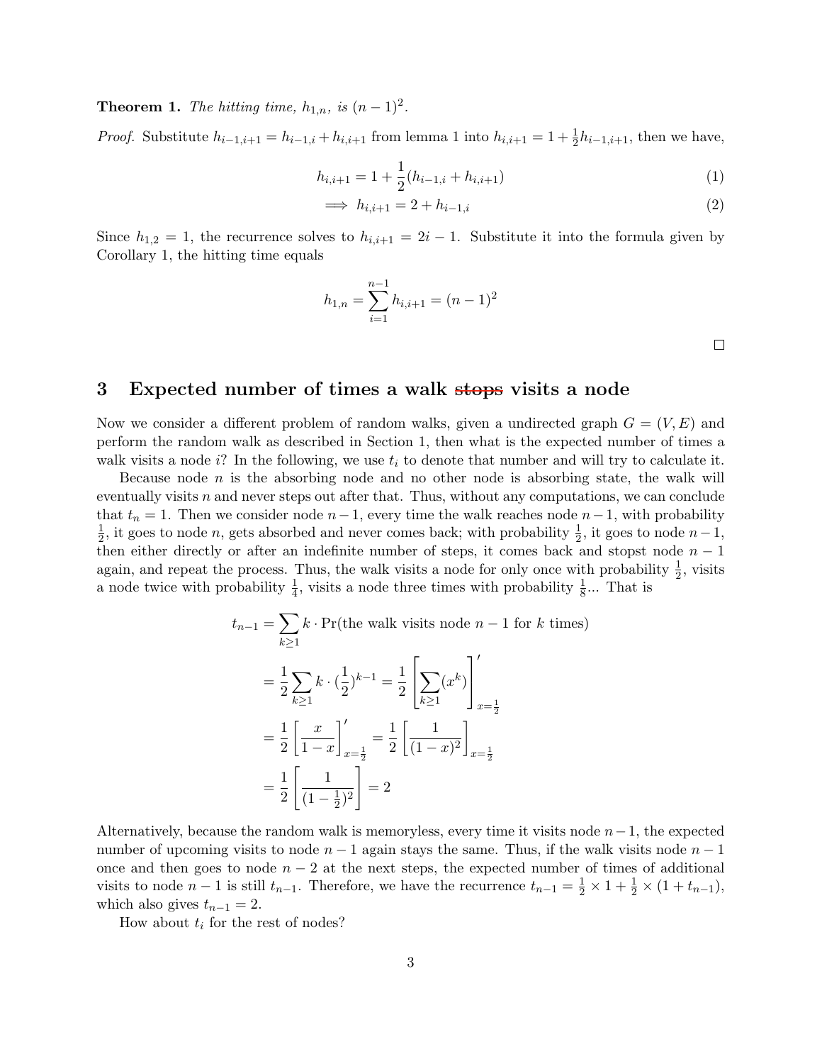**Theorem 1.** *The hitting time, $h_{1,n}$, is $(n-1)^2$.*

*Proof.* Substitute $h_{i-1,i+1} = h_{i-1,i} + h_{i,i+1}$ from lemma 1 into $h_{i,i+1} = 1 + \frac{1}{2}h_{i-1,i+1}$, then we have,

$$h_{i,i+1} = 1 + \frac{1}{2}(h_{i-1,i} + h_{i,i+1}) \tag{1}$$

$$\implies h_{i,i+1} = 2 + h_{i-1,i} \tag{2}$$

Since $h_{1,2} = 1$, the recurrence solves to $h_{i,i+1} = 2i - 1$. Substitute it into the formula given by Corollary 1, the hitting time equals

$$h_{1,n} = \sum_{i=1}^{n-1} h_{i,i+1} = (n-1)^2$$

□

## 3 Expected number of times a walk ~~stops~~ visits a node

Now we consider a different problem of random walks, given a undirected graph $G = (V, E)$ and perform the random walk as described in Section 1, then what is the expected number of times a walk visits a node $i$? In the following, we use $t_i$ to denote that number and will try to calculate it.

Because node $n$ is the absorbing node and no other node is absorbing state, the walk will eventually visits $n$ and never steps out after that. Thus, without any computations, we can conclude that $t_n = 1$. Then we consider node $n-1$, every time the walk reaches node $n-1$, with probability $\frac{1}{2}$, it goes to node $n$, gets absorbed and never comes back; with probability $\frac{1}{2}$, it goes to node $n-1$, then either directly or after an indefinite number of steps, it comes back and stopst node $n-1$ again, and repeat the process. Thus, the walk visits a node for only once with probability $\frac{1}{2}$, visits a node twice with probability $\frac{1}{4}$, visits a node three times with probability $\frac{1}{8}$... That is

$$\begin{aligned}
t_{n-1} &= \sum_{k \geq 1} k \cdot \Pr(\text{the walk visits node } n-1 \text{ for } k \text{ times}) \\
&= \frac{1}{2} \sum_{k \geq 1} k \cdot (\frac{1}{2})^{k-1} = \frac{1}{2} \left[ \sum_{k \geq 1} (x^k) \right]'_{x=\frac{1}{2}} \\
&= \frac{1}{2} \left[ \frac{x}{1-x} \right]'_{x=\frac{1}{2}} = \frac{1}{2} \left[ \frac{1}{(1-x)^2} \right]_{x=\frac{1}{2}} \\
&= \frac{1}{2} \left[ \frac{1}{(1-\frac{1}{2})^2} \right] = 2
\end{aligned}$$

Alternatively, because the random walk is memoryless, every time it visits node $n-1$, the expected number of upcoming visits to node $n-1$ again stays the same. Thus, if the walk visits node $n-1$ once and then goes to node $n-2$ at the next steps, the expected number of times of additional visits to node $n-1$ is still $t_{n-1}$. Therefore, we have the recurrence $t_{n-1} = \frac{1}{2} \times 1 + \frac{1}{2} \times (1 + t_{n-1})$, which also gives $t_{n-1} = 2$.

How about $t_i$ for the rest of nodes?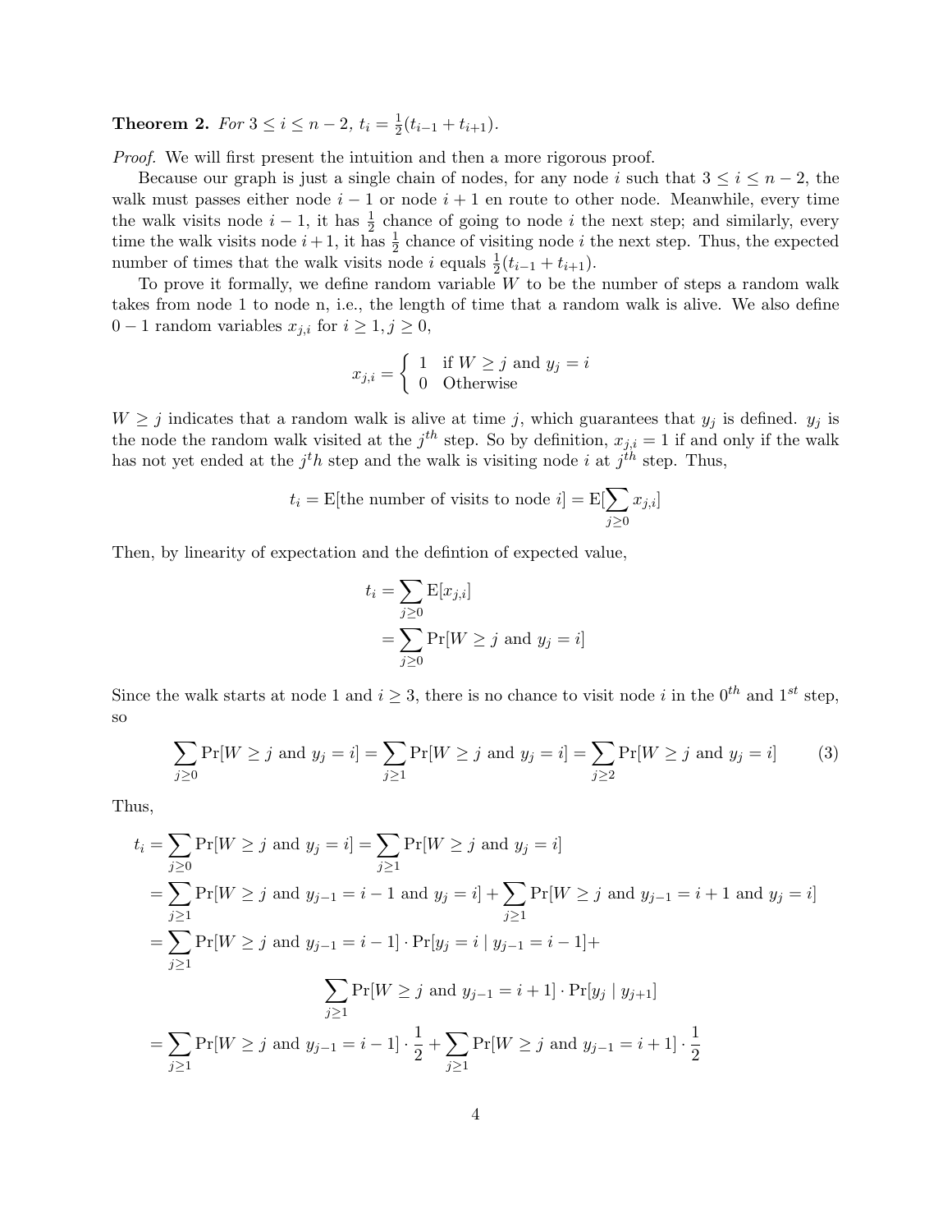**Theorem 2.** *For $3 \leq i \leq n-2$, $t_i = \frac{1}{2}(t_{i-1} + t_{i+1})$.*

*Proof.* We will first present the intuition and then a more rigorous proof.

Because our graph is just a single chain of nodes, for any node $i$ such that $3 \leq i \leq n-2$, the walk must passes either node $i-1$ or node $i+1$ en route to other node. Meanwhile, every time the walk visits node $i-1$, it has $\frac{1}{2}$ chance of going to node $i$ the next step; and similarly, every time the walk visits node $i+1$, it has $\frac{1}{2}$ chance of visiting node $i$ the next step. Thus, the expected number of times that the walk visits node $i$ equals $\frac{1}{2}(t_{i-1} + t_{i+1})$.

To prove it formally, we define random variable $W$ to be the number of steps a random walk takes from node 1 to node n, i.e., the length of time that a random walk is alive. We also define $0-1$ random variables $x_{j,i}$ for $i \geq 1, j \geq 0$,

$$x_{j,i} = \begin{cases} 1 & \text{if } W \geq j \text{ and } y_j = i \\ 0 & \text{Otherwise} \end{cases}$$

$W \geq j$ indicates that a random walk is alive at time $j$, which guarantees that $y_j$ is defined. $y_j$ is the node the random walk visited at the $j^{th}$ step. So by definition, $x_{j,i} = 1$ if and only if the walk has not yet ended at the $j^th$ step and the walk is visiting node $i$ at $j^{th}$ step. Thus,

$$t_i = \mathrm{E}[\text{the number of visits to node } i] = \mathrm{E}[\sum_{j \geq 0} x_{j,i}]$$

Then, by linearity of expectation and the defintion of expected value,

$$\begin{aligned} t_i &= \sum_{j \geq 0} \mathrm{E}[x_{j,i}] \\ &= \sum_{j \geq 0} \Pr[W \geq j \text{ and } y_j = i] \end{aligned}$$

Since the walk starts at node 1 and $i \geq 3$, there is no chance to visit node $i$ in the $0^{th}$ and $1^{st}$ step, so

$$\sum_{j \geq 0} \Pr[W \geq j \text{ and } y_j = i] = \sum_{j \geq 1} \Pr[W \geq j \text{ and } y_j = i] = \sum_{j \geq 2} \Pr[W \geq j \text{ and } y_j = i] \tag{3}$$

Thus,

$$\begin{aligned} t_i &= \sum_{j \geq 0} \Pr[W \geq j \text{ and } y_j = i] = \sum_{j \geq 1} \Pr[W \geq j \text{ and } y_j = i] \\ &= \sum_{j \geq 1} \Pr[W \geq j \text{ and } y_{j-1} = i-1 \text{ and } y_j = i] + \sum_{j \geq 1} \Pr[W \geq j \text{ and } y_{j-1} = i+1 \text{ and } y_j = i] \\ &= \sum_{j \geq 1} \Pr[W \geq j \text{ and } y_{j-1} = i-1] \cdot \Pr[y_j = i \mid y_{j-1} = i-1] + \\ &\qquad \sum_{j \geq 1} \Pr[W \geq j \text{ and } y_{j-1} = i+1] \cdot \Pr[y_j \mid y_{j+1}] \\ &= \sum_{j \geq 1} \Pr[W \geq j \text{ and } y_{j-1} = i-1] \cdot \frac{1}{2} + \sum_{j \geq 1} \Pr[W \geq j \text{ and } y_{j-1} = i+1] \cdot \frac{1}{2} \end{aligned}$$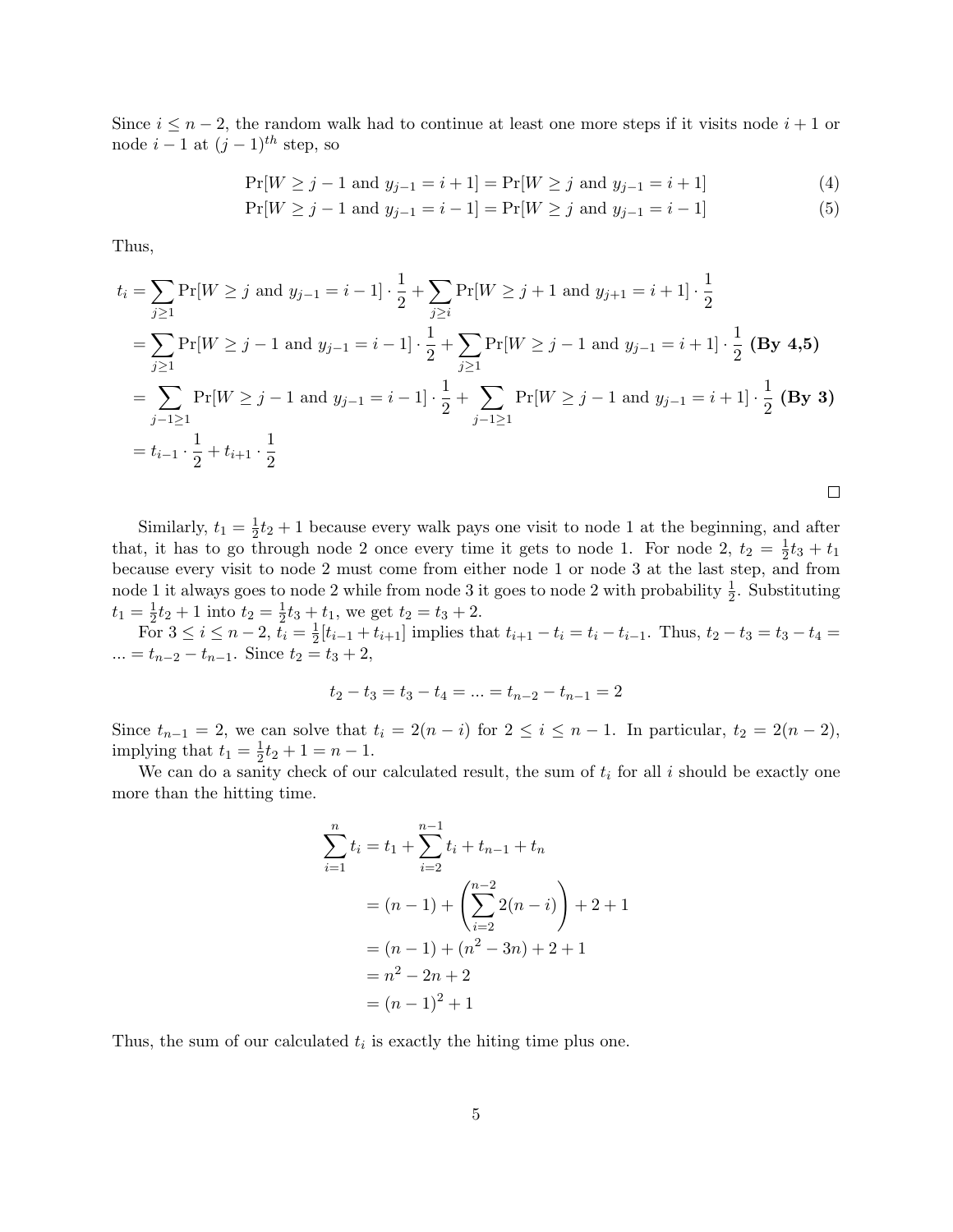Since $i \leq n-2$, the random walk had to continue at least one more steps if it visits node $i+1$ or node $i-1$ at $(j-1)^{th}$ step, so

$$\Pr[W \geq j-1 \text{ and } y_{j-1} = i+1] = \Pr[W \geq j \text{ and } y_{j-1} = i+1] \tag{4}$$

$$\Pr[W \geq j-1 \text{ and } y_{j-1} = i-1] = \Pr[W \geq j \text{ and } y_{j-1} = i-1] \tag{5}$$

Thus,

$$\begin{aligned}
t_i &= \sum_{j \geq 1} \Pr[W \geq j \text{ and } y_{j-1} = i-1] \cdot \frac{1}{2} + \sum_{j \geq i} \Pr[W \geq j+1 \text{ and } y_{j+1} = i+1] \cdot \frac{1}{2} \\
&= \sum_{j \geq 1} \Pr[W \geq j-1 \text{ and } y_{j-1} = i-1] \cdot \frac{1}{2} + \sum_{j \geq 1} \Pr[W \geq j-1 \text{ and } y_{j-1} = i+1] \cdot \frac{1}{2} \textbf{ (By 4,5)} \\
&= \sum_{j-1 \geq 1} \Pr[W \geq j-1 \text{ and } y_{j-1} = i-1] \cdot \frac{1}{2} + \sum_{j-1 \geq 1} \Pr[W \geq j-1 \text{ and } y_{j-1} = i+1] \cdot \frac{1}{2} \textbf{ (By 3)} \\
&= t_{i-1} \cdot \frac{1}{2} + t_{i+1} \cdot \frac{1}{2}
\end{aligned}$$

□

Similarly, $t_1 = \frac{1}{2}t_2 + 1$ because every walk pays one visit to node 1 at the beginning, and after that, it has to go through node 2 once every time it gets to node 1. For node 2, $t_2 = \frac{1}{2}t_3 + t_1$ because every visit to node 2 must come from either node 1 or node 3 at the last step, and from node 1 it always goes to node 2 while from node 3 it goes to node 2 with probability $\frac{1}{2}$. Substituting $t_1 = \frac{1}{2}t_2 + 1$ into $t_2 = \frac{1}{2}t_3 + t_1$, we get $t_2 = t_3 + 2$.

For $3 \leq i \leq n-2$, $t_i = \frac{1}{2}[t_{i-1} + t_{i+1}]$ implies that $t_{i+1} - t_i = t_i - t_{i-1}$. Thus, $t_2 - t_3 = t_3 - t_4 = ... = t_{n-2} - t_{n-1}$. Since $t_2 = t_3 + 2$,

$$t_2 - t_3 = t_3 - t_4 = ... = t_{n-2} - t_{n-1} = 2$$

Since $t_{n-1} = 2$, we can solve that $t_i = 2(n-i)$ for $2 \leq i \leq n-1$. In particular, $t_2 = 2(n-2)$, implying that $t_1 = \frac{1}{2}t_2 + 1 = n-1$.

We can do a sanity check of our calculated result, the sum of $t_i$ for all $i$ should be exactly one more than the hitting time.

$$\begin{aligned}
\sum_{i=1}^{n} t_i &= t_1 + \sum_{i=2}^{n-1} t_i + t_{n-1} + t_n \\
&= (n-1) + \left( \sum_{i=2}^{n-2} 2(n-i) \right) + 2 + 1 \\
&= (n-1) + (n^2 - 3n) + 2 + 1 \\
&= n^2 - 2n + 2 \\
&= (n-1)^2 + 1
\end{aligned}$$

Thus, the sum of our calculated $t_i$ is exactly the hiting time plus one.